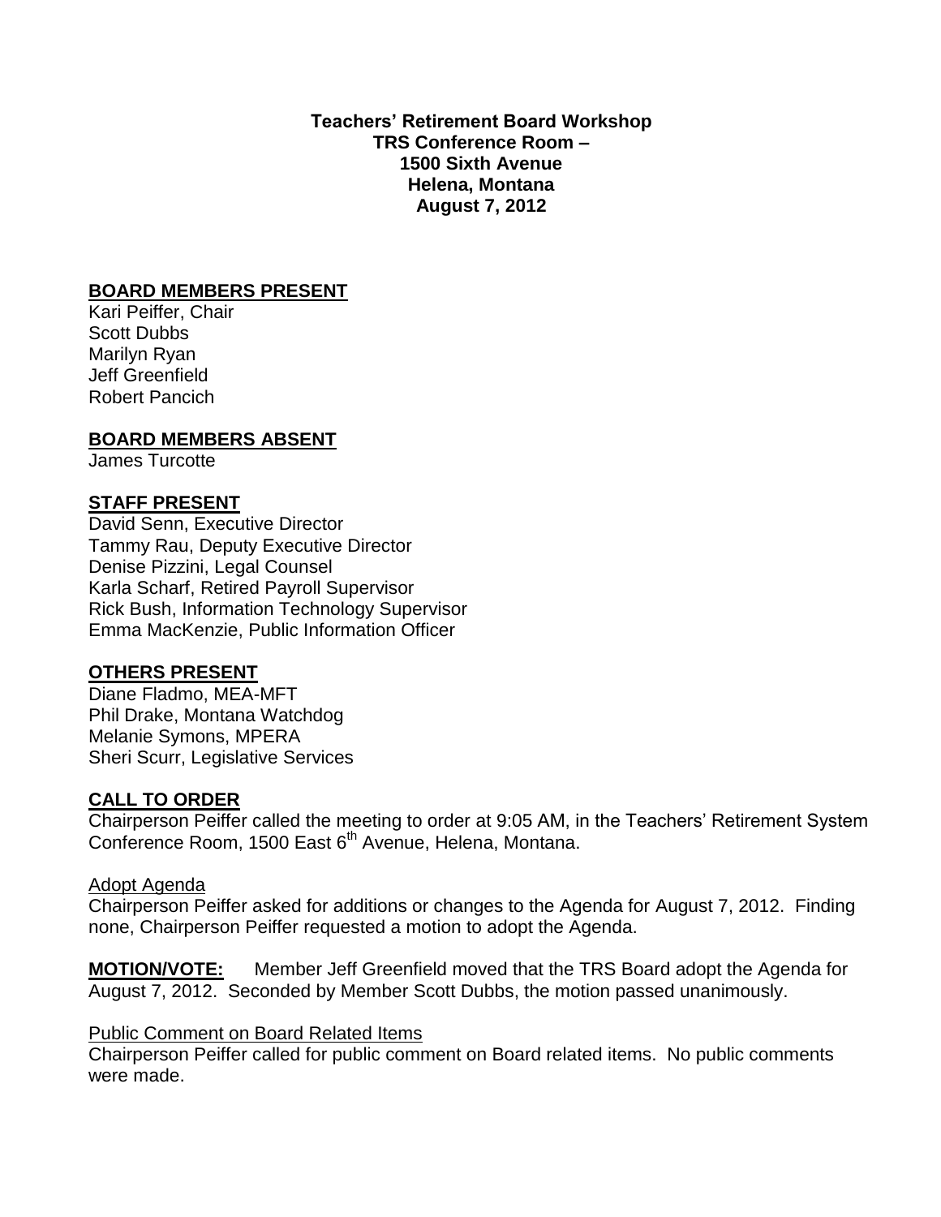**Teachers' Retirement Board Workshop**
**TRS Conference Room –**
**1500 Sixth Avenue**
**Helena, Montana**
**August 7, 2012**

## BOARD MEMBERS PRESENT

Kari Peiffer, Chair
Scott Dubbs
Marilyn Ryan
Jeff Greenfield
Robert Pancich

## BOARD MEMBERS ABSENT

James Turcotte

## STAFF PRESENT

David Senn, Executive Director
Tammy Rau, Deputy Executive Director
Denise Pizzini, Legal Counsel
Karla Scharf, Retired Payroll Supervisor
Rick Bush, Information Technology Supervisor
Emma MacKenzie, Public Information Officer

## OTHERS PRESENT

Diane Fladmo, MEA-MFT
Phil Drake, Montana Watchdog
Melanie Symons, MPERA
Sheri Scurr, Legislative Services

## CALL TO ORDER

Chairperson Peiffer called the meeting to order at 9:05 AM, in the Teachers' Retirement System Conference Room, 1500 East 6th Avenue, Helena, Montana.

### Adopt Agenda

Chairperson Peiffer asked for additions or changes to the Agenda for August 7, 2012. Finding none, Chairperson Peiffer requested a motion to adopt the Agenda.

**MOTION/VOTE:** Member Jeff Greenfield moved that the TRS Board adopt the Agenda for August 7, 2012. Seconded by Member Scott Dubbs, the motion passed unanimously.

### Public Comment on Board Related Items

Chairperson Peiffer called for public comment on Board related items. No public comments were made.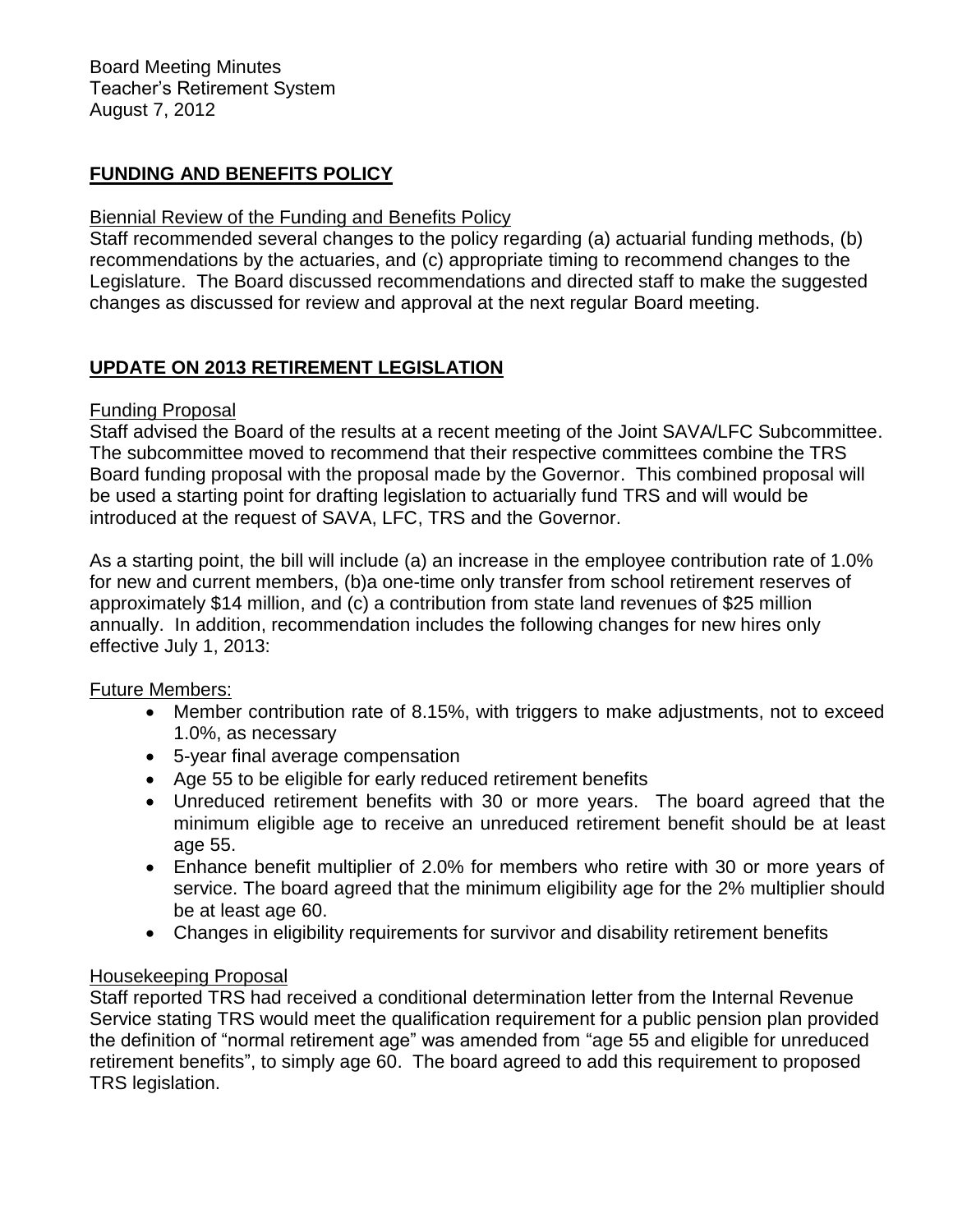Board Meeting Minutes
Teacher's Retirement System
August 7, 2012

## **FUNDING AND BENEFITS POLICY**

Biennial Review of the Funding and Benefits Policy

Staff recommended several changes to the policy regarding (a) actuarial funding methods, (b) recommendations by the actuaries, and (c) appropriate timing to recommend changes to the Legislature. The Board discussed recommendations and directed staff to make the suggested changes as discussed for review and approval at the next regular Board meeting.

## **UPDATE ON 2013 RETIREMENT LEGISLATION**

Funding Proposal

Staff advised the Board of the results at a recent meeting of the Joint SAVA/LFC Subcommittee. The subcommittee moved to recommend that their respective committees combine the TRS Board funding proposal with the proposal made by the Governor. This combined proposal will be used a starting point for drafting legislation to actuarially fund TRS and will would be introduced at the request of SAVA, LFC, TRS and the Governor.

As a starting point, the bill will include (a) an increase in the employee contribution rate of 1.0% for new and current members, (b)a one-time only transfer from school retirement reserves of approximately $14 million, and (c) a contribution from state land revenues of $25 million annually. In addition, recommendation includes the following changes for new hires only effective July 1, 2013:

Future Members:

- Member contribution rate of 8.15%, with triggers to make adjustments, not to exceed 1.0%, as necessary
- 5-year final average compensation
- Age 55 to be eligible for early reduced retirement benefits
- Unreduced retirement benefits with 30 or more years. The board agreed that the minimum eligible age to receive an unreduced retirement benefit should be at least age 55.
- Enhance benefit multiplier of 2.0% for members who retire with 30 or more years of service. The board agreed that the minimum eligibility age for the 2% multiplier should be at least age 60.
- Changes in eligibility requirements for survivor and disability retirement benefits

Housekeeping Proposal

Staff reported TRS had received a conditional determination letter from the Internal Revenue Service stating TRS would meet the qualification requirement for a public pension plan provided the definition of "normal retirement age" was amended from "age 55 and eligible for unreduced retirement benefits", to simply age 60. The board agreed to add this requirement to proposed TRS legislation.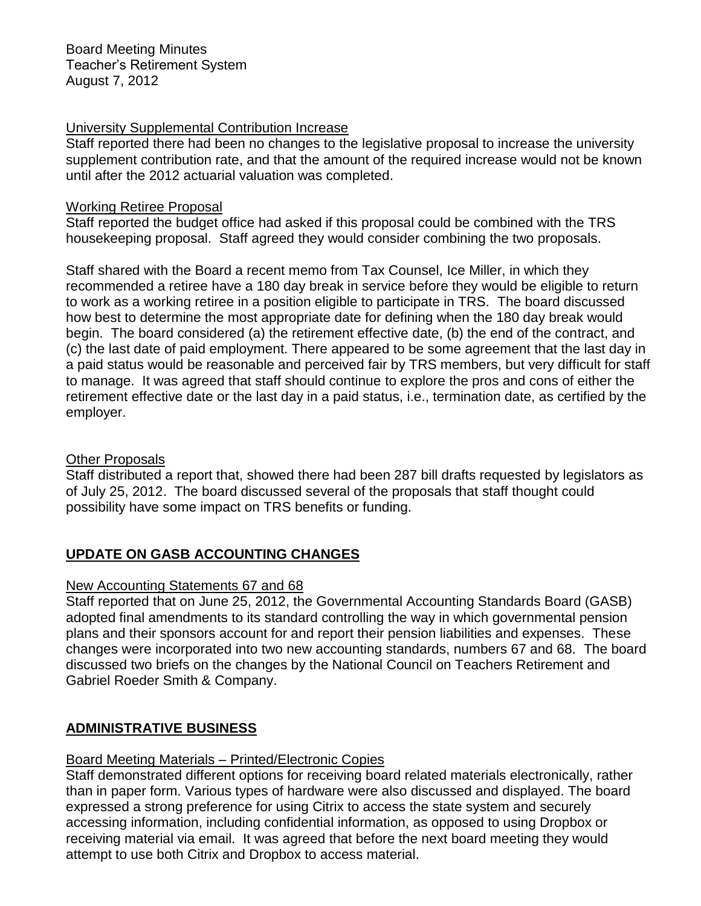Board Meeting Minutes
Teacher's Retirement System
August 7, 2012

University Supplemental Contribution Increase

Staff reported there had been no changes to the legislative proposal to increase the university supplement contribution rate, and that the amount of the required increase would not be known until after the 2012 actuarial valuation was completed.

Working Retiree Proposal

Staff reported the budget office had asked if this proposal could be combined with the TRS housekeeping proposal. Staff agreed they would consider combining the two proposals.

Staff shared with the Board a recent memo from Tax Counsel, Ice Miller, in which they recommended a retiree have a 180 day break in service before they would be eligible to return to work as a working retiree in a position eligible to participate in TRS. The board discussed how best to determine the most appropriate date for defining when the 180 day break would begin. The board considered (a) the retirement effective date, (b) the end of the contract, and (c) the last date of paid employment. There appeared to be some agreement that the last day in a paid status would be reasonable and perceived fair by TRS members, but very difficult for staff to manage. It was agreed that staff should continue to explore the pros and cons of either the retirement effective date or the last day in a paid status, i.e., termination date, as certified by the employer.

Other Proposals

Staff distributed a report that, showed there had been 287 bill drafts requested by legislators as of July 25, 2012. The board discussed several of the proposals that staff thought could possibility have some impact on TRS benefits or funding.

## UPDATE ON GASB ACCOUNTING CHANGES

New Accounting Statements 67 and 68

Staff reported that on June 25, 2012, the Governmental Accounting Standards Board (GASB) adopted final amendments to its standard controlling the way in which governmental pension plans and their sponsors account for and report their pension liabilities and expenses. These changes were incorporated into two new accounting standards, numbers 67 and 68. The board discussed two briefs on the changes by the National Council on Teachers Retirement and Gabriel Roeder Smith & Company.

## ADMINISTRATIVE BUSINESS

Board Meeting Materials – Printed/Electronic Copies

Staff demonstrated different options for receiving board related materials electronically, rather than in paper form. Various types of hardware were also discussed and displayed. The board expressed a strong preference for using Citrix to access the state system and securely accessing information, including confidential information, as opposed to using Dropbox or receiving material via email. It was agreed that before the next board meeting they would attempt to use both Citrix and Dropbox to access material.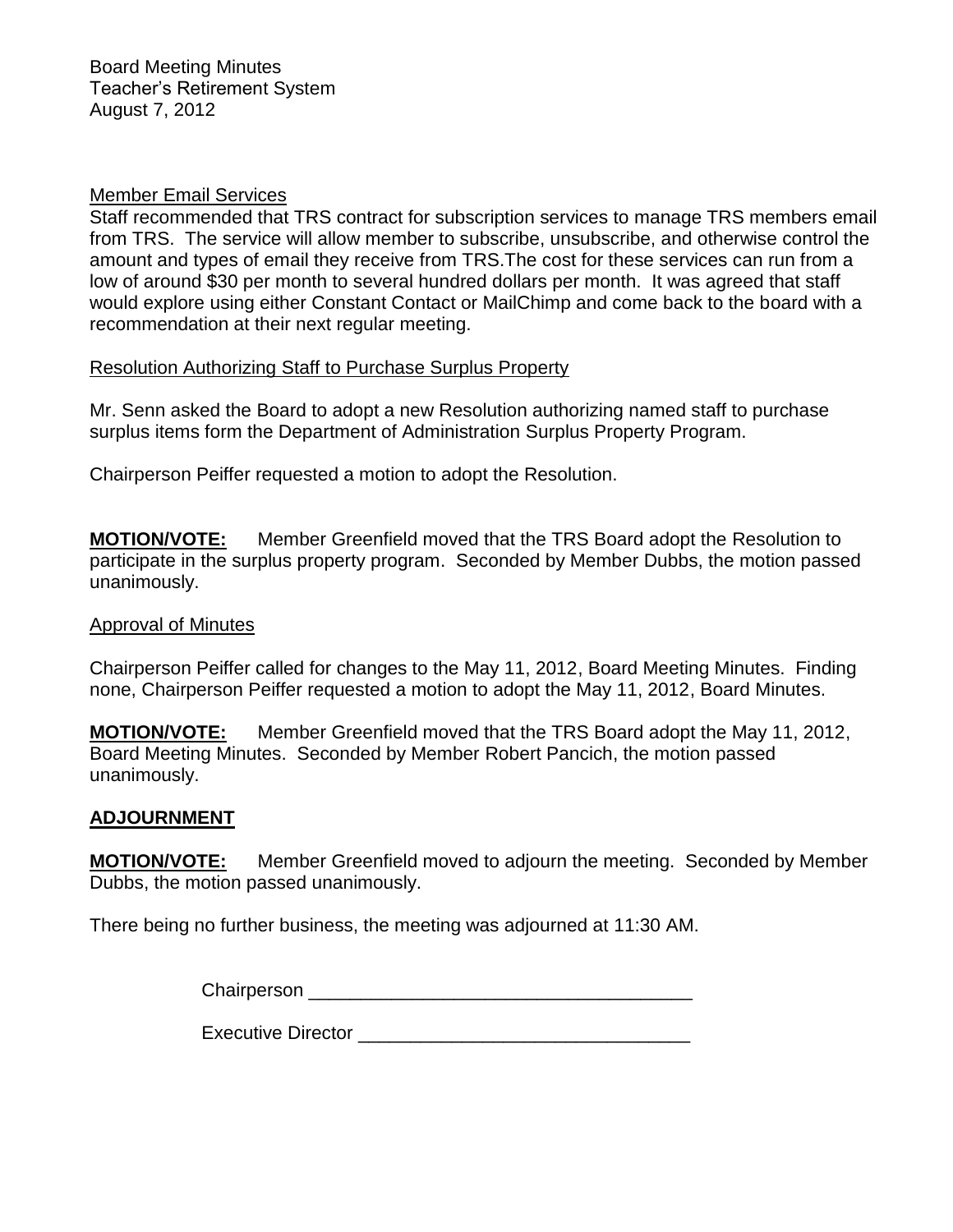Board Meeting Minutes
Teacher's Retirement System
August 7, 2012

Member Email Services

Staff recommended that TRS contract for subscription services to manage TRS members email from TRS. The service will allow member to subscribe, unsubscribe, and otherwise control the amount and types of email they receive from TRS.The cost for these services can run from a low of around $30 per month to several hundred dollars per month. It was agreed that staff would explore using either Constant Contact or MailChimp and come back to the board with a recommendation at their next regular meeting.

Resolution Authorizing Staff to Purchase Surplus Property

Mr. Senn asked the Board to adopt a new Resolution authorizing named staff to purchase surplus items form the Department of Administration Surplus Property Program.

Chairperson Peiffer requested a motion to adopt the Resolution.

**MOTION/VOTE:** Member Greenfield moved that the TRS Board adopt the Resolution to participate in the surplus property program. Seconded by Member Dubbs, the motion passed unanimously.

Approval of Minutes

Chairperson Peiffer called for changes to the May 11, 2012, Board Meeting Minutes. Finding none, Chairperson Peiffer requested a motion to adopt the May 11, 2012, Board Minutes.

**MOTION/VOTE:** Member Greenfield moved that the TRS Board adopt the May 11, 2012, Board Meeting Minutes. Seconded by Member Robert Pancich, the motion passed unanimously.

## ADJOURNMENT

**MOTION/VOTE:** Member Greenfield moved to adjourn the meeting. Seconded by Member Dubbs, the motion passed unanimously.

There being no further business, the meeting was adjourned at 11:30 AM.

Chairperson ____________________________________

Executive Director ________________________________